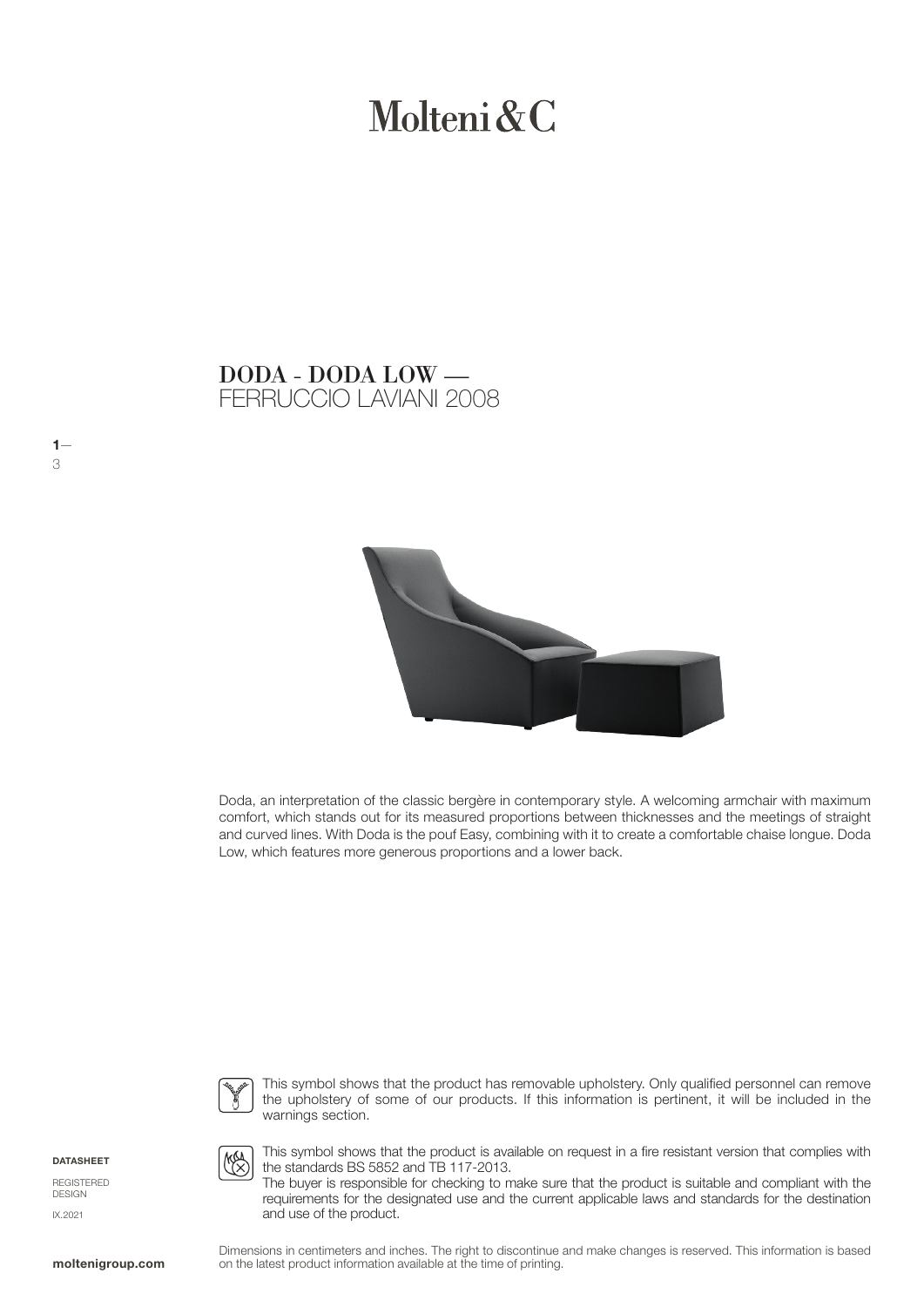# Molteni&C

## DODA - DODA LOW —
FERRUCCIO LAVIANI 2008

Doda, an interpretation of the classic bergère in contemporary style. A welcoming armchair with maximum comfort, which stands out for its measured proportions between thicknesses and the meetings of straight and curved lines. With Doda is the pouf Easy, combining with it to create a comfortable chaise longue. Doda Low, which features more generous proportions and a lower back.

This symbol shows that the product has removable upholstery. Only qualified personnel can remove the upholstery of some of our products. If this information is pertinent, it will be included in the warnings section.

This symbol shows that the product is available on request in a fire resistant version that complies with the standards BS 5852 and TB 117-2013.
The buyer is responsible for checking to make sure that the product is suitable and compliant with the requirements for the designated use and the current applicable laws and standards for the destination and use of the product.

**DATASHEET**

REGISTERED DESIGN

IX.2021

Dimensions in centimeters and inches. The right to discontinue and make changes is reserved. This information is based on the latest product information available at the time of printing.

**moltenigroup.com**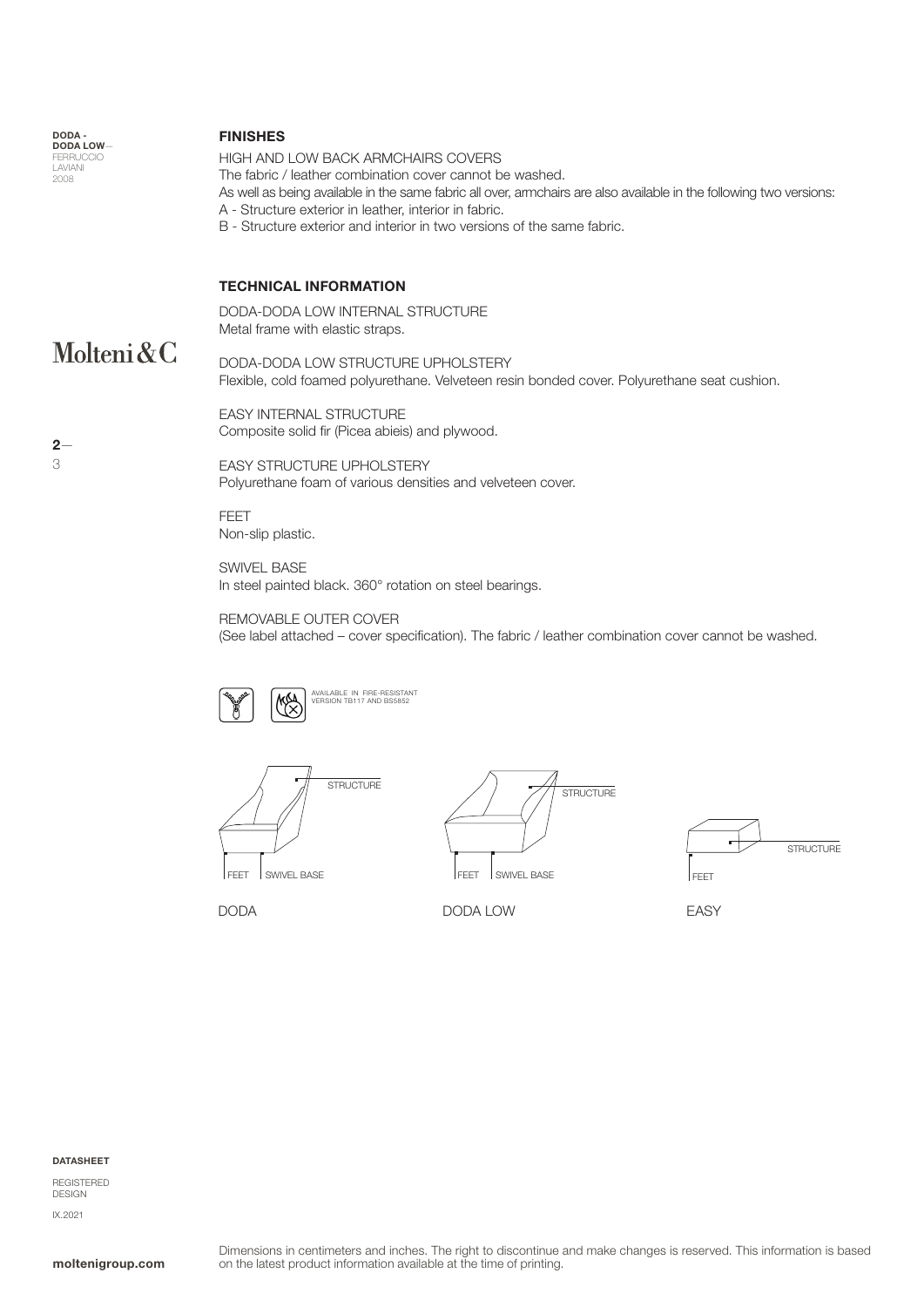## FINISHES

HIGH AND LOW BACK ARMCHAIRS COVERS
The fabric / leather combination cover cannot be washed.
As well as being available in the same fabric all over, armchairs are also available in the following two versions:
A - Structure exterior in leather, interior in fabric.
B - Structure exterior and interior in two versions of the same fabric.

## TECHNICAL INFORMATION

DODA-DODA LOW INTERNAL STRUCTURE
Metal frame with elastic straps.

DODA-DODA LOW STRUCTURE UPHOLSTERY
Flexible, cold foamed polyurethane. Velveteen resin bonded cover. Polyurethane seat cushion.

EASY INTERNAL STRUCTURE
Composite solid fir (Picea abieis) and plywood.

EASY STRUCTURE UPHOLSTERY
Polyurethane foam of various densities and velveteen cover.

FEET
Non-slip plastic.

SWIVEL BASE
In steel painted black. 360° rotation on steel bearings.

REMOVABLE OUTER COVER
(See label attached – cover specification). The fabric / leather combination cover cannot be washed.

AVAILABLE IN FIRE-RESISTANT VERSION TB117 AND BS5852

STRUCTURE
FEET SWIVEL BASE
DODA

STRUCTURE
FEET SWIVEL BASE
DODA LOW

STRUCTURE
FEET
EASY

DATASHEET

REGISTERED DESIGN

IX.2021

Dimensions in centimeters and inches. The right to discontinue and make changes is reserved. This information is based on the latest product information available at the time of printing.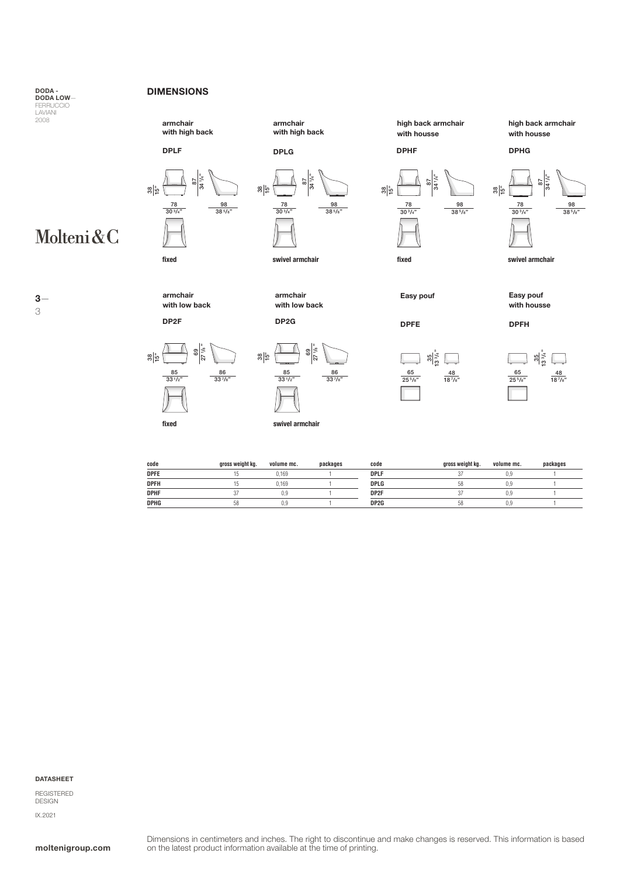**DODA - DODA LOW** — FERRUCCIO LAVIANI 2008

Molteni&C

## DIMENSIONS

**armchair with high back**

**DPLF**

38 15"

87 34 1/4"

78 30 3/4"

98 38 5/8"

fixed

**armchair with high back**

**DPLG**

38 15"

87 34 1/4"

78 30 3/4"

98 38 5/8"

swivel armchair

**high back armchair with housse**

**DPHF**

38 15"

87 34 1/4"

78 30 3/4"

98 38 5/8"

fixed

**high back armchair with housse**

**DPHG**

38 15"

87 34 1/4"

78 30 3/4"

98 38 5/8"

swivel armchair

**armchair with low back**

**DP2F**

38 15"

69 27 1/8"

85 33 1/2"

86 33 7/8"

fixed

**armchair with low back**

**DP2G**

38 15"

69 27 1/8"

85 33 1/2"

86 33 7/8"

swivel armchair

**Easy pouf**

**DPFE**

35 13 3/4"

65 25 5/8"

48 18 7/8"

**Easy pouf with housse**

**DPFH**

35 13 3/4"

65 25 5/8"

48 18 7/8"

| code | gross weight kg. | volume mc. | packages |
|---|---|---|---|
| DPFE | 15 | 0,169 | 1 |
| DPFH | 15 | 0,169 | 1 |
| DPHF | 37 | 0,9 | 1 |
| DPHG | 58 | 0,9 | 1 |
| DPLF | 37 | 0,9 | 1 |
| DPLG | 58 | 0,9 | 1 |
| DP2F | 37 | 0,9 | 1 |
| DP2G | 58 | 0,9 | 1 |

**DATASHEET**

REGISTERED DESIGN

IX.2021

**moltenigroup.com**

Dimensions in centimeters and inches. The right to discontinue and make changes is reserved. This information is based on the latest product information available at the time of printing.